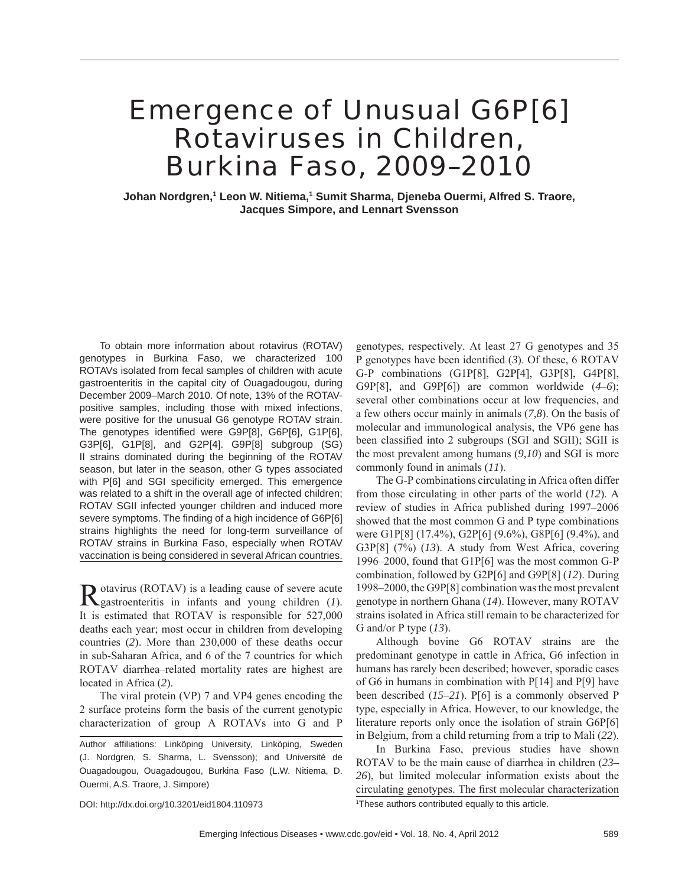# Emergence of Unusual G6P[6] Rotaviruses in Children, Burkina Faso, 2009–2010

**Johan Nordgren,[1] Leon W. Nitiema,[1] Sumit Sharma, Djeneba Ouermi, Alfred S. Traore, Jacques Simpore, and Lennart Svensson**

To obtain more information about rotavirus (ROTAV) genotypes in Burkina Faso, we characterized 100 ROTAVs isolated from fecal samples of children with acute gastroenteritis in the capital city of Ouagadougou, during December 2009–March 2010. Of note, 13% of the ROTAV-positive samples, including those with mixed infections, were positive for the unusual G6 genotype ROTAV strain. The genotypes identified were G9P[8], G6P[6], G1P[6], G3P[6], G1P[8], and G2P[4]. G9P[8] subgroup (SG) II strains dominated during the beginning of the ROTAV season, but later in the season, other G types associated with P[6] and SGI specificity emerged. This emergence was related to a shift in the overall age of infected children; ROTAV SGII infected younger children and induced more severe symptoms. The finding of a high incidence of G6P[6] strains highlights the need for long-term surveillance of ROTAV strains in Burkina Faso, especially when ROTAV vaccination is being considered in several African countries.

Rotavirus (ROTAV) is a leading cause of severe acute gastroenteritis in infants and young children (*1*). It is estimated that ROTAV is responsible for 527,000 deaths each year; most occur in children from developing countries (*2*). More than 230,000 of these deaths occur in sub-Saharan Africa, and 6 of the 7 countries for which ROTAV diarrhea–related mortality rates are highest are located in Africa (*2*).

The viral protein (VP) 7 and VP4 genes encoding the 2 surface proteins form the basis of the current genotypic characterization of group A ROTAVs into G and P genotypes, respectively. At least 27 G genotypes and 35 P genotypes have been identified (*3*). Of these, 6 ROTAV G-P combinations (G1P[8], G2P[4], G3P[8], G4P[8], G9P[8], and G9P[6]) are common worldwide (*4–6*); several other combinations occur at low frequencies, and a few others occur mainly in animals (*7,8*). On the basis of molecular and immunological analysis, the VP6 gene has been classified into 2 subgroups (SGI and SGII); SGII is the most prevalent among humans (*9,10*) and SGI is more commonly found in animals (*11*).

The G-P combinations circulating in Africa often differ from those circulating in other parts of the world (*12*). A review of studies in Africa published during 1997–2006 showed that the most common G and P type combinations were G1P[8] (17.4%), G2P[6] (9.6%), G8P[6] (9.4%), and G3P[8] (7%) (*13*). A study from West Africa, covering 1996–2000, found that G1P[6] was the most common G-P combination, followed by G2P[6] and G9P[8] (*12*). During 1998–2000, the G9P[8] combination was the most prevalent genotype in northern Ghana (*14*). However, many ROTAV strains isolated in Africa still remain to be characterized for G and/or P type (*13*).

Although bovine G6 ROTAV strains are the predominant genotype in cattle in Africa, G6 infection in humans has rarely been described; however, sporadic cases of G6 in humans in combination with P[14] and P[9] have been described (*15–21*). P[6] is a commonly observed P type, especially in Africa. However, to our knowledge, the literature reports only once the isolation of strain G6P[6] in Belgium, from a child returning from a trip to Mali (*22*).

In Burkina Faso, previous studies have shown ROTAV to be the main cause of diarrhea in children (*23–26*), but limited molecular information exists about the circulating genotypes. The first molecular characterization

Author affiliations: Linköping University, Linköping, Sweden (J. Nordgren, S. Sharma, L. Svensson); and Université de Ouagadougou, Ouagadougou, Burkina Faso (L.W. Nitiema, D. Ouermi, A.S. Traore, J. Simpore)

DOI: http://dx.doi.org/10.3201/eid1804.110973

[1]These authors contributed equally to this article.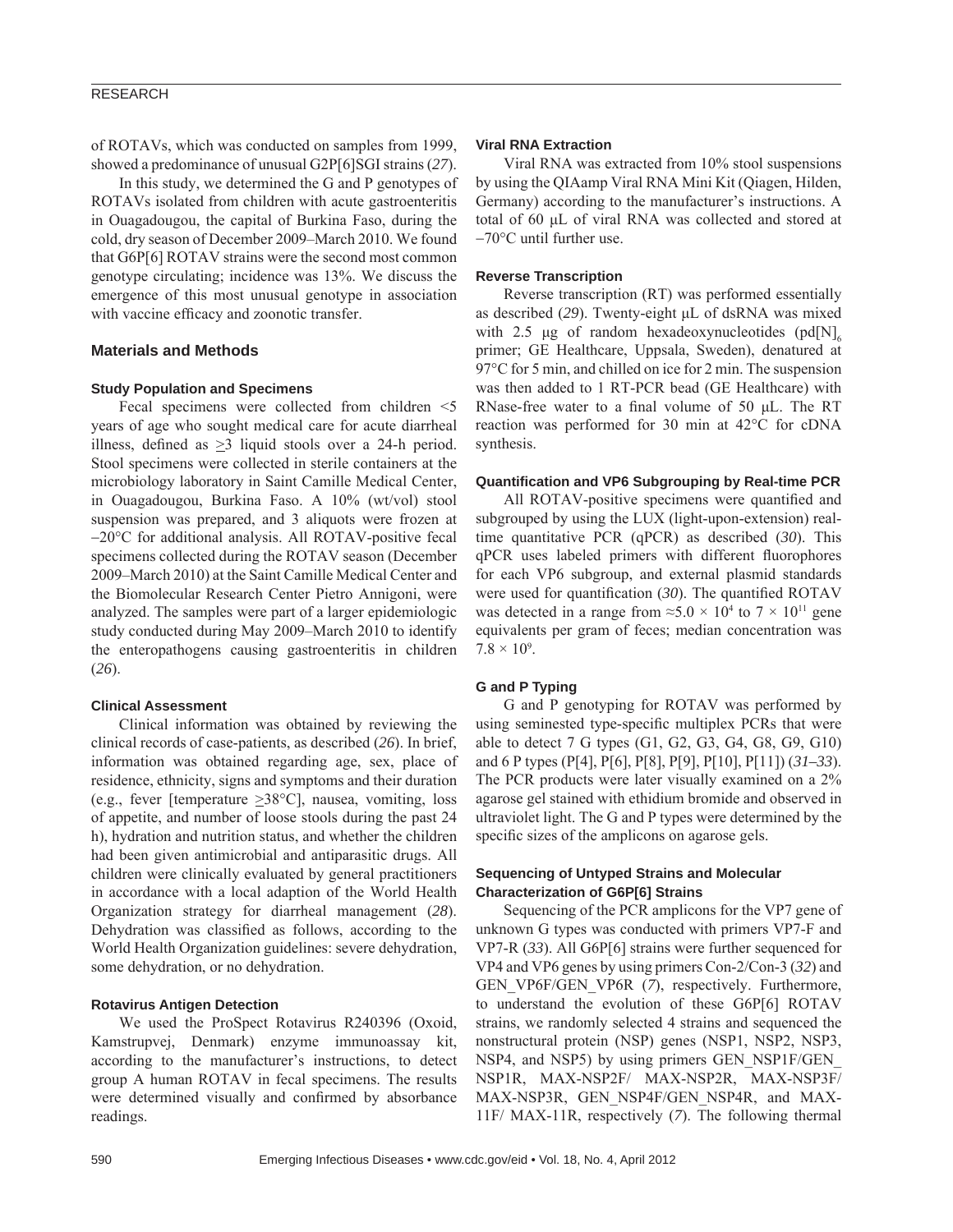of ROTAVs, which was conducted on samples from 1999, showed a predominance of unusual G2P[6]SGI strains (*27*).

In this study, we determined the G and P genotypes of ROTAVs isolated from children with acute gastroenteritis in Ouagadougou, the capital of Burkina Faso, during the cold, dry season of December 2009–March 2010. We found that G6P[6] ROTAV strains were the second most common genotype circulating; incidence was 13%. We discuss the emergence of this most unusual genotype in association with vaccine efficacy and zoonotic transfer.

## Materials and Methods

### Study Population and Specimens

Fecal specimens were collected from children <5 years of age who sought medical care for acute diarrheal illness, defined as $\geq$3 liquid stools over a 24-h period. Stool specimens were collected in sterile containers at the microbiology laboratory in Saint Camille Medical Center, in Ouagadougou, Burkina Faso. A 10% (wt/vol) stool suspension was prepared, and 3 aliquots were frozen at −20°C for additional analysis. All ROTAV-positive fecal specimens collected during the ROTAV season (December 2009–March 2010) at the Saint Camille Medical Center and the Biomolecular Research Center Pietro Annigoni, were analyzed. The samples were part of a larger epidemiologic study conducted during May 2009–March 2010 to identify the enteropathogens causing gastroenteritis in children (*26*).

### Clinical Assessment

Clinical information was obtained by reviewing the clinical records of case-patients, as described (*26*). In brief, information was obtained regarding age, sex, place of residence, ethnicity, signs and symptoms and their duration (e.g., fever [temperature $\geq$38°C], nausea, vomiting, loss of appetite, and number of loose stools during the past 24 h), hydration and nutrition status, and whether the children had been given antimicrobial and antiparasitic drugs. All children were clinically evaluated by general practitioners in accordance with a local adaption of the World Health Organization strategy for diarrheal management (*28*). Dehydration was classified as follows, according to the World Health Organization guidelines: severe dehydration, some dehydration, or no dehydration.

### Rotavirus Antigen Detection

We used the ProSpect Rotavirus R240396 (Oxoid, Kamstrupvej, Denmark) enzyme immunoassay kit, according to the manufacturer's instructions, to detect group A human ROTAV in fecal specimens. The results were determined visually and confirmed by absorbance readings.

### Viral RNA Extraction

Viral RNA was extracted from 10% stool suspensions by using the QIAamp Viral RNA Mini Kit (Qiagen, Hilden, Germany) according to the manufacturer's instructions. A total of 60 µL of viral RNA was collected and stored at −70°C until further use.

### Reverse Transcription

Reverse transcription (RT) was performed essentially as described (*29*). Twenty-eight µL of dsRNA was mixed with 2.5 µg of random hexadeoxynucleotides ($pd[N]_6$ primer; GE Healthcare, Uppsala, Sweden), denatured at 97°C for 5 min, and chilled on ice for 2 min. The suspension was then added to 1 RT-PCR bead (GE Healthcare) with RNase-free water to a final volume of 50 µL. The RT reaction was performed for 30 min at 42°C for cDNA synthesis.

### Quantification and VP6 Subgrouping by Real-time PCR

All ROTAV-positive specimens were quantified and subgrouped by using the LUX (light-upon-extension) real-time quantitative PCR (qPCR) as described (*30*). This qPCR uses labeled primers with different fluorophores for each VP6 subgroup, and external plasmid standards were used for quantification (*30*). The quantified ROTAV was detected in a range from $\approx 5.0 \times 10^4$ to $7 \times 10^{11}$ gene equivalents per gram of feces; median concentration was $7.8 \times 10^9$.

### G and P Typing

G and P genotyping for ROTAV was performed by using seminested type-specific multiplex PCRs that were able to detect 7 G types (G1, G2, G3, G4, G8, G9, G10) and 6 P types (P[4], P[6], P[8], P[9], P[10], P[11]) (*31–33*). The PCR products were later visually examined on a 2% agarose gel stained with ethidium bromide and observed in ultraviolet light. The G and P types were determined by the specific sizes of the amplicons on agarose gels.

### Sequencing of Untyped Strains and Molecular Characterization of G6P[6] Strains

Sequencing of the PCR amplicons for the VP7 gene of unknown G types was conducted with primers VP7-F and VP7-R (*33*). All G6P[6] strains were further sequenced for VP4 and VP6 genes by using primers Con-2/Con-3 (*32*) and GEN_VP6F/GEN_VP6R (*7*), respectively. Furthermore, to understand the evolution of these G6P[6] ROTAV strains, we randomly selected 4 strains and sequenced the nonstructural protein (NSP) genes (NSP1, NSP2, NSP3, NSP4, and NSP5) by using primers GEN_NSP1F/GEN_NSP1R, MAX-NSP2F/ MAX-NSP2R, MAX-NSP3F/ MAX-NSP3R, GEN_NSP4F/GEN_NSP4R, and MAX-11F/ MAX-11R, respectively (*7*). The following thermal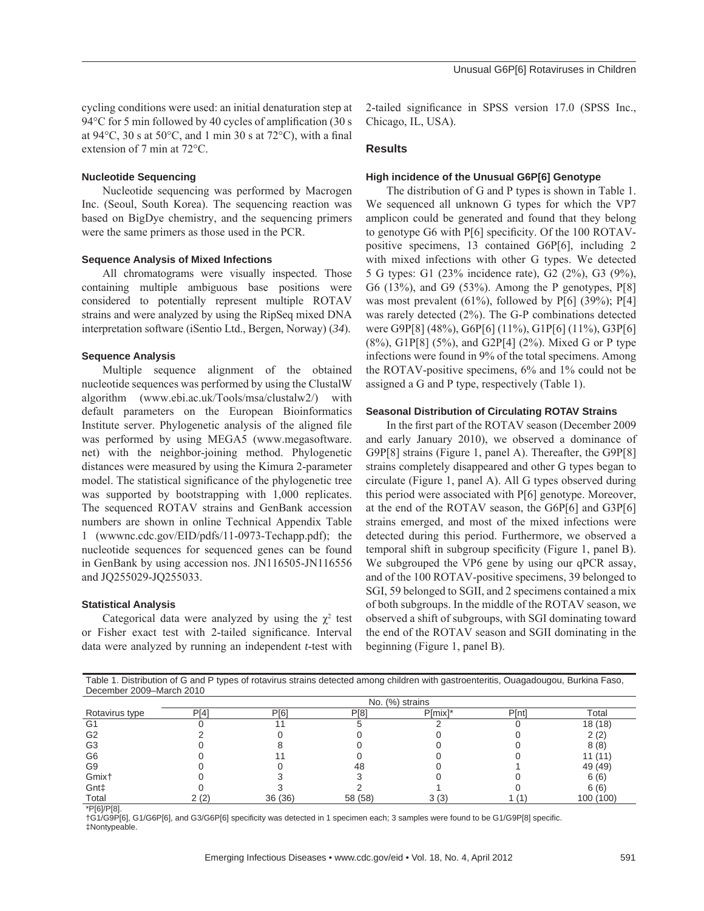cycling conditions were used: an initial denaturation step at 94°C for 5 min followed by 40 cycles of amplification (30 s at 94°C, 30 s at 50°C, and 1 min 30 s at 72°C), with a final extension of 7 min at 72°C.

### Nucleotide Sequencing

Nucleotide sequencing was performed by Macrogen Inc. (Seoul, South Korea). The sequencing reaction was based on BigDye chemistry, and the sequencing primers were the same primers as those used in the PCR.

### Sequence Analysis of Mixed Infections

All chromatograms were visually inspected. Those containing multiple ambiguous base positions were considered to potentially represent multiple ROTAV strains and were analyzed by using the RipSeq mixed DNA interpretation software (iSentio Ltd., Bergen, Norway) (*34*).

### Sequence Analysis

Multiple sequence alignment of the obtained nucleotide sequences was performed by using the ClustalW algorithm (www.ebi.ac.uk/Tools/msa/clustalw2/) with default parameters on the European Bioinformatics Institute server. Phylogenetic analysis of the aligned file was performed by using MEGA5 (www.megasoftware.net) with the neighbor-joining method. Phylogenetic distances were measured by using the Kimura 2-parameter model. The statistical significance of the phylogenetic tree was supported by bootstrapping with 1,000 replicates. The sequenced ROTAV strains and GenBank accession numbers are shown in online Technical Appendix Table 1 (wwwnc.cdc.gov/EID/pdfs/11-0973-Techapp.pdf); the nucleotide sequences for sequenced genes can be found in GenBank by using accession nos. JN116505-JN116556 and JQ255029-JQ255033.

### Statistical Analysis

Categorical data were analyzed by using the $\chi^2$ test or Fisher exact test with 2-tailed significance. Interval data were analyzed by running an independent *t*-test with 2-tailed significance in SPSS version 17.0 (SPSS Inc., Chicago, IL, USA).

## Results

### High incidence of the Unusual G6P[6] Genotype

The distribution of G and P types is shown in Table 1. We sequenced all unknown G types for which the VP7 amplicon could be generated and found that they belong to genotype G6 with P[6] specificity. Of the 100 ROTAV-positive specimens, 13 contained G6P[6], including 2 with mixed infections with other G types. We detected 5 G types: G1 (23% incidence rate), G2 (2%), G3 (9%), G6 (13%), and G9 (53%). Among the P genotypes, P[8] was most prevalent (61%), followed by P[6] (39%); P[4] was rarely detected (2%). The G-P combinations detected were G9P[8] (48%), G6P[6] (11%), G1P[6] (11%), G3P[6] (8%), G1P[8] (5%), and G2P[4] (2%). Mixed G or P type infections were found in 9% of the total specimens. Among the ROTAV-positive specimens, 6% and 1% could not be assigned a G and P type, respectively (Table 1).

### Seasonal Distribution of Circulating ROTAV Strains

In the first part of the ROTAV season (December 2009 and early January 2010), we observed a dominance of G9P[8] strains (Figure 1, panel A). Thereafter, the G9P[8] strains completely disappeared and other G types began to circulate (Figure 1, panel A). All G types observed during this period were associated with P[6] genotype. Moreover, at the end of the ROTAV season, the G6P[6] and G3P[6] strains emerged, and most of the mixed infections were detected during this period. Furthermore, we observed a temporal shift in subgroup specificity (Figure 1, panel B). We subgrouped the VP6 gene by using our qPCR assay, and of the 100 ROTAV-positive specimens, 39 belonged to SGI, 59 belonged to SGII, and 2 specimens contained a mix of both subgroups. In the middle of the ROTAV season, we observed a shift of subgroups, with SGI dominating toward the end of the ROTAV season and SGII dominating in the beginning (Figure 1, panel B).

Table 1. Distribution of G and P types of rotavirus strains detected among children with gastroenteritis, Ouagadougou, Burkina Faso, December 2009–March 2010

| | No. (%) strains | | | | | |
|---|---|---|---|---|---|---|
| Rotavirus type | P[4] | P[6] | P[8] | P[mix]* | P[nt] | Total |
| G1 | 0 | 11 | 5 | 2 | 0 | 18 (18) |
| G2 | 2 | 0 | 0 | 0 | 0 | 2 (2) |
| G3 | 0 | 8 | 0 | 0 | 0 | 8 (8) |
| G6 | 0 | 11 | 0 | 0 | 0 | 11 (11) |
| G9 | 0 | 0 | 48 | 0 | 1 | 49 (49) |
| Gmix† | 0 | 3 | 3 | 0 | 0 | 6 (6) |
| Gnt‡ | 0 | 3 | 2 | 1 | 0 | 6 (6) |
| Total | 2 (2) | 36 (36) | 58 (58) | 3 (3) | 1 (1) | 100 (100) |

*P[6]/P[8].
†G1/G9P[6], G1/G6P[6], and G3/G6P[6] specificity was detected in 1 specimen each; 3 samples were found to be G1/G9P[8] specific.
‡Nontypeable.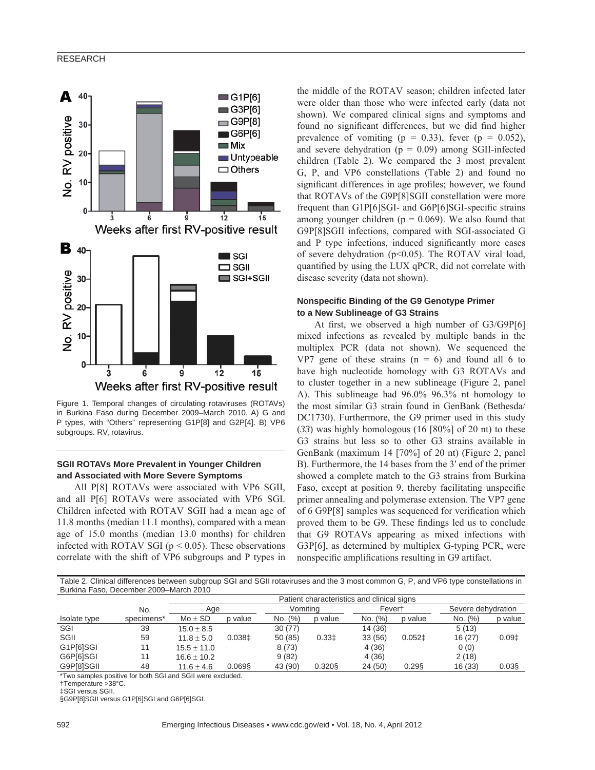Figure 1. Temporal changes of circulating rotaviruses (ROTAVs) in Burkina Faso during December 2009–March 2010. A) G and P types, with "Others" representing G1P[8] and G2P[4]. B) VP6 subgroups. RV, rotavirus.

### SGII ROTAVs More Prevalent in Younger Children and Associated with More Severe Symptoms

All P[8] ROTAVs were associated with VP6 SGII, and all P[6] ROTAVs were associated with VP6 SGI. Children infected with ROTAV SGII had a mean age of 11.8 months (median 11.1 months), compared with a mean age of 15.0 months (median 13.0 months) for children infected with ROTAV SGI ($p < 0.05$). These observations correlate with the shift of VP6 subgroups and P types in the middle of the ROTAV season; children infected later were older than those who were infected early (data not shown). We compared clinical signs and symptoms and found no significant differences, but we did find higher prevalence of vomiting ($p = 0.33$), fever ($p = 0.052$), and severe dehydration ($p = 0.09$) among SGII-infected children (Table 2). We compared the 3 most prevalent G, P, and VP6 constellations (Table 2) and found no significant differences in age profiles; however, we found that ROTAVs of the G9P[8]SGII constellation were more frequent than G1P[6]SGI- and G6P[6]SGI-specific strains among younger children ($p = 0.069$). We also found that G9P[8]SGII infections, compared with SGI-associated G and P type infections, induced significantly more cases of severe dehydration ($p<0.05$). The ROTAV viral load, quantified by using the LUX qPCR, did not correlate with disease severity (data not shown).

### Nonspecific Binding of the G9 Genotype Primer to a New Sublineage of G3 Strains

At first, we observed a high number of G3/G9P[6] mixed infections as revealed by multiple bands in the multiplex PCR (data not shown). We sequenced the VP7 gene of these strains ($n = 6$) and found all 6 to have high nucleotide homology with G3 ROTAVs and to cluster together in a new sublineage (Figure 2, panel A). This sublineage had 96.0%–96.3% nt homology to the most similar G3 strain found in GenBank (Bethesda/DC1730). Furthermore, the G9 primer used in this study (*33*) was highly homologous (16 [80%] of 20 nt) to these G3 strains but less so to other G3 strains available in GenBank (maximum 14 [70%] of 20 nt) (Figure 2, panel B). Furthermore, the 14 bases from the 3′ end of the primer showed a complete match to the G3 strains from Burkina Faso, except at position 9, thereby facilitating unspecific primer annealing and polymerase extension. The VP7 gene of 6 G9P[8] samples was sequenced for verification which proved them to be G9. These findings led us to conclude that G9 ROTAVs appearing as mixed infections with G3P[6], as determined by multiplex G-typing PCR, were nonspecific amplifications resulting in G9 artifact.

Table 2. Clinical differences between subgroup SGI and SGII rotaviruses and the 3 most common G, P, and VP6 type constellations in Burkina Faso, December 2009–March 2010

| | | Patient characteristics and clinical signs | | | | | | | |
|---|---|---|---|---|---|---|---|---|---|
| | No. | Age | | Vomiting | | Fever† | | Severe dehydration | |
| Isolate type | specimens* | Mo ± SD | p value | No. (%) | p value | No. (%) | p value | No. (%) | p value |
| SGI | 39 | 15.0 ± 8.5 | | 30 (77) | | 14 (36) | | 5 (13) | |
| SGII | 59 | 11.8 ± 5.0 | 0.038‡ | 50 (85) | 0.33‡ | 33 (56) | 0.052‡ | 16 (27) | 0.09‡ |
| G1P[6]SGI | 11 | 15.5 ± 11.0 | | 8 (73) | | 4 (36) | | 0 (0) | |
| G6P[6]SGI | 11 | 16.6 ± 10.2 | | 9 (82) | | 4 (36) | | 2 (18) | |
| G9P[8]SGII | 48 | 11.6 ± 4.6 | 0.069§ | 43 (90) | 0.320§ | 24 (50) | 0.29§ | 16 (33) | 0.03§ |

*Two samples positive for both SGI and SGII were excluded.
†Temperature >38°C.
‡SGI versus SGII.
§G9P[8]SGII versus G1P[6]SGI and G6P[6]SGI.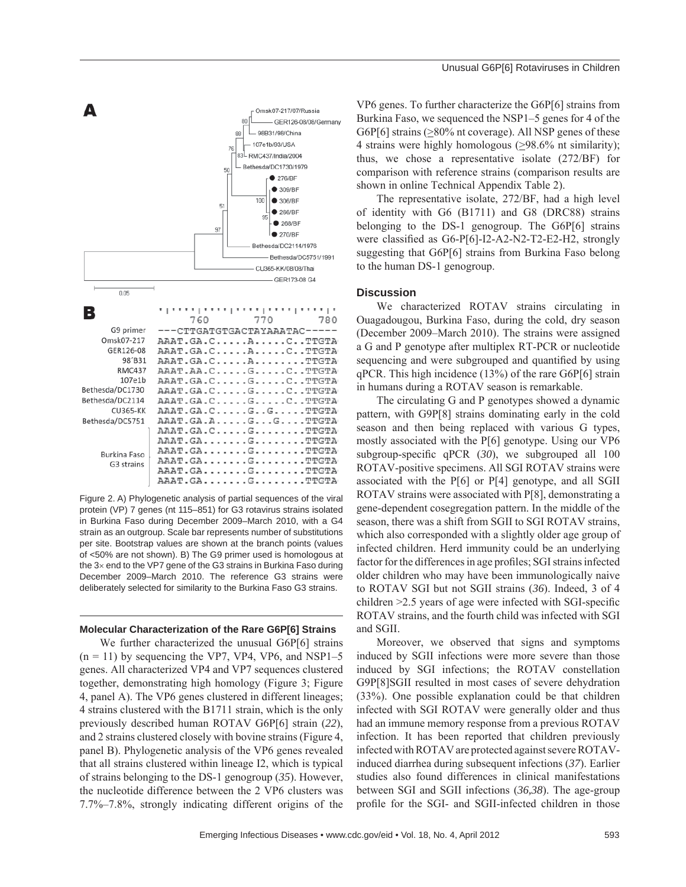Figure 2. A) Phylogenetic analysis of partial sequences of the viral protein (VP) 7 genes (nt 115–851) for G3 rotavirus strains isolated in Burkina Faso during December 2009–March 2010, with a G4 strain as an outgroup. Scale bar represents number of substitutions per site. Bootstrap values are shown at the branch points (values of <50% are not shown). B) The G9 primer used is homologous at the 3× end to the VP7 gene of the G3 strains in Burkina Faso during December 2009–March 2010. The reference G3 strains were deliberately selected for similarity to the Burkina Faso G3 strains.

### Molecular Characterization of the Rare G6P[6] Strains

We further characterized the unusual G6P[6] strains (n = 11) by sequencing the VP7, VP4, VP6, and NSP1–5 genes. All characterized VP4 and VP7 sequences clustered together, demonstrating high homology (Figure 3; Figure 4, panel A). The VP6 genes clustered in different lineages; 4 strains clustered with the B1711 strain, which is the only previously described human ROTAV G6P[6] strain (*22*), and 2 strains clustered closely with bovine strains (Figure 4, panel B). Phylogenetic analysis of the VP6 genes revealed that all strains clustered within lineage I2, which is typical of strains belonging to the DS-1 genogroup (*35*). However, the nucleotide difference between the 2 VP6 clusters was 7.7%–7.8%, strongly indicating different origins of the VP6 genes. To further characterize the G6P[6] strains from Burkina Faso, we sequenced the NSP1–5 genes for 4 of the G6P[6] strains (≥80% nt coverage). All NSP genes of these 4 strains were highly homologous (≥98.6% nt similarity); thus, we chose a representative isolate (272/BF) for comparison with reference strains (comparison results are shown in online Technical Appendix Table 2).

The representative isolate, 272/BF, had a high level of identity with G6 (B1711) and G8 (DRC88) strains belonging to the DS-1 genogroup. The G6P[6] strains were classified as G6-P[6]-I2-A2-N2-T2-E2-H2, strongly suggesting that G6P[6] strains from Burkina Faso belong to the human DS-1 genogroup.

## Discussion

We characterized ROTAV strains circulating in Ouagadougou, Burkina Faso, during the cold, dry season (December 2009–March 2010). The strains were assigned a G and P genotype after multiplex RT-PCR or nucleotide sequencing and were subgrouped and quantified by using qPCR. This high incidence (13%) of the rare G6P[6] strain in humans during a ROTAV season is remarkable.

The circulating G and P genotypes showed a dynamic pattern, with G9P[8] strains dominating early in the cold season and then being replaced with various G types, mostly associated with the P[6] genotype. Using our VP6 subgroup-specific qPCR (*30*), we subgrouped all 100 ROTAV-positive specimens. All SGI ROTAV strains were associated with the P[6] or P[4] genotype, and all SGII ROTAV strains were associated with P[8], demonstrating a gene-dependent cosegregation pattern. In the middle of the season, there was a shift from SGII to SGI ROTAV strains, which also corresponded with a slightly older age group of infected children. Herd immunity could be an underlying factor for the differences in age profiles; SGI strains infected older children who may have been immunologically naive to ROTAV SGI but not SGII strains (*36*). Indeed, 3 of 4 children >2.5 years of age were infected with SGI-specific ROTAV strains, and the fourth child was infected with SGI and SGII.

Moreover, we observed that signs and symptoms induced by SGII infections were more severe than those induced by SGI infections; the ROTAV constellation G9P[8]SGII resulted in most cases of severe dehydration (33%). One possible explanation could be that children infected with SGI ROTAV were generally older and thus had an immune memory response from a previous ROTAV infection. It has been reported that children previously infected with ROTAV are protected against severe ROTAV-induced diarrhea during subsequent infections (*37*). Earlier studies also found differences in clinical manifestations between SGI and SGII infections (*36,38*). The age-group profile for the SGI- and SGII-infected children in those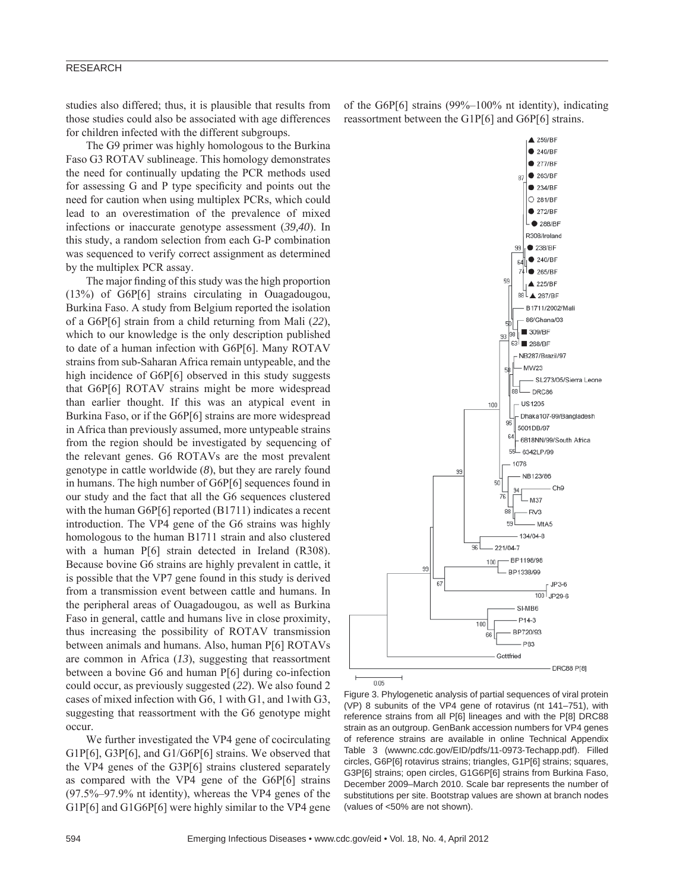studies also differed; thus, it is plausible that results from those studies could also be associated with age differences for children infected with the different subgroups.

The G9 primer was highly homologous to the Burkina Faso G3 ROTAV sublineage. This homology demonstrates the need for continually updating the PCR methods used for assessing G and P type specificity and points out the need for caution when using multiplex PCRs, which could lead to an overestimation of the prevalence of mixed infections or inaccurate genotype assessment (*39,40*). In this study, a random selection from each G-P combination was sequenced to verify correct assignment as determined by the multiplex PCR assay.

The major finding of this study was the high proportion (13%) of G6P[6] strains circulating in Ouagadougou, Burkina Faso. A study from Belgium reported the isolation of a G6P[6] strain from a child returning from Mali (*22*), which to our knowledge is the only description published to date of a human infection with G6P[6]. Many ROTAV strains from sub-Saharan Africa remain untypeable, and the high incidence of G6P[6] observed in this study suggests that G6P[6] ROTAV strains might be more widespread than earlier thought. If this was an atypical event in Burkina Faso, or if the G6P[6] strains are more widespread in Africa than previously assumed, more untypeable strains from the region should be investigated by sequencing of the relevant genes. G6 ROTAVs are the most prevalent genotype in cattle worldwide (*8*), but they are rarely found in humans. The high number of G6P[6] sequences found in our study and the fact that all the G6 sequences clustered with the human G6P[6] reported (B1711) indicates a recent introduction. The VP4 gene of the G6 strains was highly homologous to the human B1711 strain and also clustered with a human P[6] strain detected in Ireland (R308). Because bovine G6 strains are highly prevalent in cattle, it is possible that the VP7 gene found in this study is derived from a transmission event between cattle and humans. In the peripheral areas of Ouagadougou, as well as Burkina Faso in general, cattle and humans live in close proximity, thus increasing the possibility of ROTAV transmission between animals and humans. Also, human P[6] ROTAVs are common in Africa (*13*), suggesting that reassortment between a bovine G6 and human P[6] during co-infection could occur, as previously suggested (*22*). We also found 2 cases of mixed infection with G6, 1 with G1, and 1with G3, suggesting that reassortment with the G6 genotype might occur.

We further investigated the VP4 gene of cocirculating G1P[6], G3P[6], and G1/G6P[6] strains. We observed that the VP4 genes of the G3P[6] strains clustered separately as compared with the VP4 gene of the G6P[6] strains (97.5%–97.9% nt identity), whereas the VP4 genes of the G1P[6] and G1G6P[6] were highly similar to the VP4 gene of the G6P[6] strains (99%–100% nt identity), indicating reassortment between the G1P[6] and G6P[6] strains.

Figure 3. Phylogenetic analysis of partial sequences of viral protein (VP) 8 subunits of the VP4 gene of rotavirus (nt 141–751), with reference strains from all P[6] lineages and with the P[8] DRC88 strain as an outgroup. GenBank accession numbers for VP4 genes of reference strains are available in online Technical Appendix Table 3 (wwwnc.cdc.gov/EID/pdfs/11-0973-Techapp.pdf). Filled circles, G6P[6] rotavirus strains; triangles, G1P[6] strains; squares, G3P[6] strains; open circles, G1G6P[6] strains from Burkina Faso, December 2009–March 2010. Scale bar represents the number of substitutions per site. Bootstrap values are shown at branch nodes (values of <50% are not shown).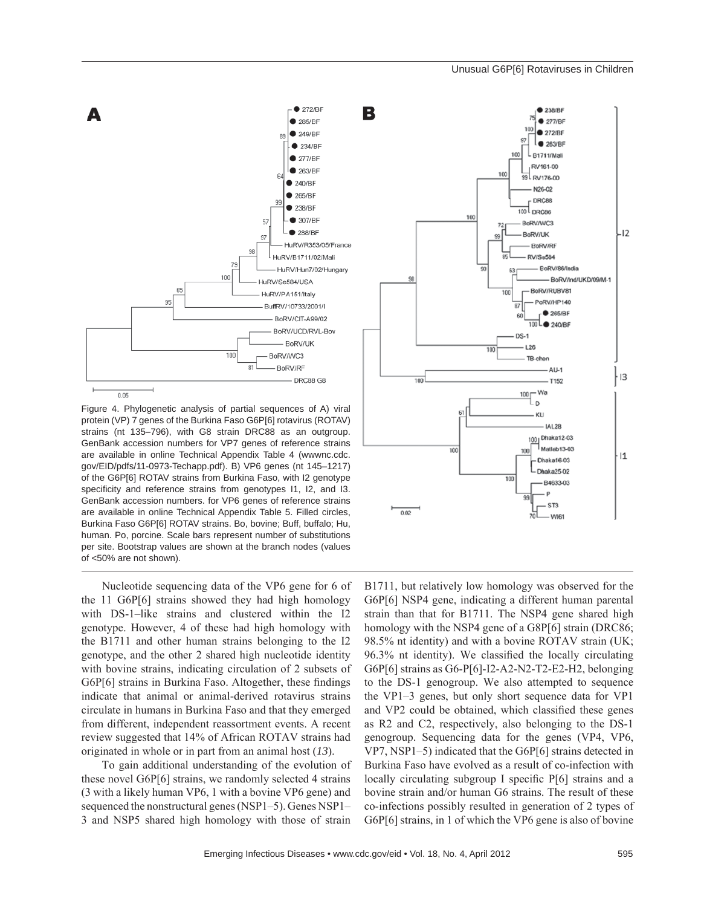Figure 4. Phylogenetic analysis of partial sequences of A) viral protein (VP) 7 genes of the Burkina Faso G6P[6] rotavirus (ROTAV) strains (nt 135–796), with G8 strain DRC88 as an outgroup. GenBank accession numbers for VP7 genes of reference strains are available in online Technical Appendix Table 4 (wwwnc.cdc.gov/EID/pdfs/11-0973-Techapp.pdf). B) VP6 genes (nt 145–1217) of the G6P[6] ROTAV strains from Burkina Faso, with I2 genotype specificity and reference strains from genotypes I1, I2, and I3. GenBank accession numbers. for VP6 genes of reference strains are available in online Technical Appendix Table 5. Filled circles, Burkina Faso G6P[6] ROTAV strains. Bo, bovine; Buff, buffalo; Hu, human. Po, porcine. Scale bars represent number of substitutions per site. Bootstrap values are shown at the branch nodes (values of <50% are not shown).

Nucleotide sequencing data of the VP6 gene for 6 of the 11 G6P[6] strains showed they had high homology with DS-1–like strains and clustered within the I2 genotype. However, 4 of these had high homology with the B1711 and other human strains belonging to the I2 genotype, and the other 2 shared high nucleotide identity with bovine strains, indicating circulation of 2 subsets of G6P[6] strains in Burkina Faso. Altogether, these findings indicate that animal or animal-derived rotavirus strains circulate in humans in Burkina Faso and that they emerged from different, independent reassortment events. A recent review suggested that 14% of African ROTAV strains had originated in whole or in part from an animal host (*13*).

To gain additional understanding of the evolution of these novel G6P[6] strains, we randomly selected 4 strains (3 with a likely human VP6, 1 with a bovine VP6 gene) and sequenced the nonstructural genes (NSP1–5). Genes NSP1–3 and NSP5 shared high homology with those of strain B1711, but relatively low homology was observed for the G6P[6] NSP4 gene, indicating a different human parental strain than that for B1711. The NSP4 gene shared high homology with the NSP4 gene of a G8P[6] strain (DRC86; 98.5% nt identity) and with a bovine ROTAV strain (UK; 96.3% nt identity). We classified the locally circulating G6P[6] strains as G6-P[6]-I2-A2-N2-T2-E2-H2, belonging to the DS-1 genogroup. We also attempted to sequence the VP1–3 genes, but only short sequence data for VP1 and VP2 could be obtained, which classified these genes as R2 and C2, respectively, also belonging to the DS-1 genogroup. Sequencing data for the genes (VP4, VP6, VP7, NSP1–5) indicated that the G6P[6] strains detected in Burkina Faso have evolved as a result of co-infection with locally circulating subgroup I specific P[6] strains and a bovine strain and/or human G6 strains. The result of these co-infections possibly resulted in generation of 2 types of G6P[6] strains, in 1 of which the VP6 gene is also of bovine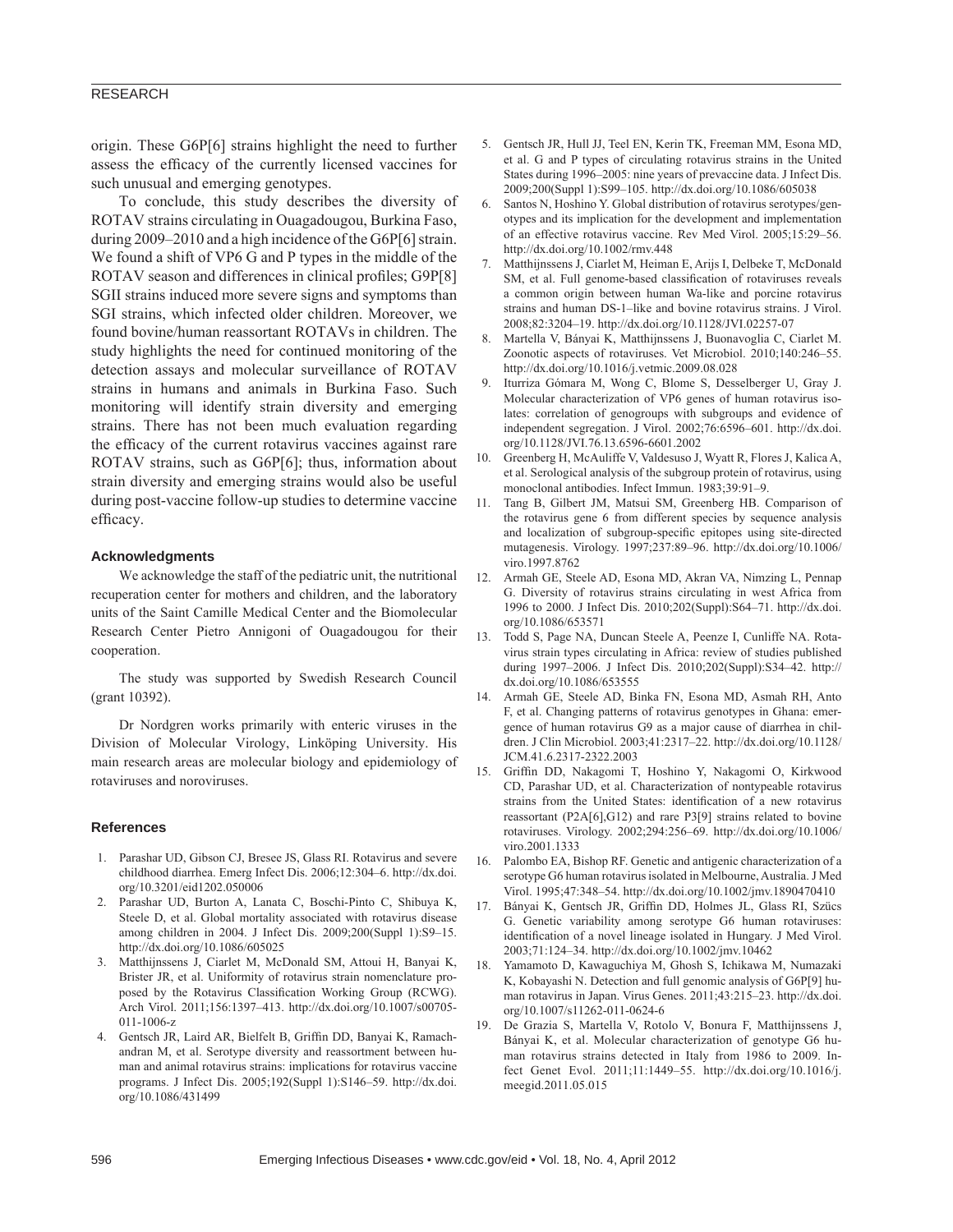origin. These G6P[6] strains highlight the need to further assess the efficacy of the currently licensed vaccines for such unusual and emerging genotypes.

To conclude, this study describes the diversity of ROTAV strains circulating in Ouagadougou, Burkina Faso, during 2009–2010 and a high incidence of the G6P[6] strain. We found a shift of VP6 G and P types in the middle of the ROTAV season and differences in clinical profiles; G9P[8] SGII strains induced more severe signs and symptoms than SGI strains, which infected older children. Moreover, we found bovine/human reassortant ROTAVs in children. The study highlights the need for continued monitoring of the detection assays and molecular surveillance of ROTAV strains in humans and animals in Burkina Faso. Such monitoring will identify strain diversity and emerging strains. There has not been much evaluation regarding the efficacy of the current rotavirus vaccines against rare ROTAV strains, such as G6P[6]; thus, information about strain diversity and emerging strains would also be useful during post-vaccine follow-up studies to determine vaccine efficacy.

### Acknowledgments

We acknowledge the staff of the pediatric unit, the nutritional recuperation center for mothers and children, and the laboratory units of the Saint Camille Medical Center and the Biomolecular Research Center Pietro Annigoni of Ouagadougou for their cooperation.

The study was supported by Swedish Research Council (grant 10392).

Dr Nordgren works primarily with enteric viruses in the Division of Molecular Virology, Linköping University. His main research areas are molecular biology and epidemiology of rotaviruses and noroviruses.

### References

1. Parashar UD, Gibson CJ, Bresee JS, Glass RI. Rotavirus and severe childhood diarrhea. Emerg Infect Dis. 2006;12:304–6. http://dx.doi.org/10.3201/eid1202.050006
2. Parashar UD, Burton A, Lanata C, Boschi-Pinto C, Shibuya K, Steele D, et al. Global mortality associated with rotavirus disease among children in 2004. J Infect Dis. 2009;200(Suppl 1):S9–15. http://dx.doi.org/10.1086/605025
3. Matthijnssens J, Ciarlet M, McDonald SM, Attoui H, Banyai K, Brister JR, et al. Uniformity of rotavirus strain nomenclature proposed by the Rotavirus Classification Working Group (RCWG). Arch Virol. 2011;156:1397–413. http://dx.doi.org/10.1007/s00705-011-1006-z
4. Gentsch JR, Laird AR, Bielfelt B, Griffin DD, Banyai K, Ramachandran M, et al. Serotype diversity and reassortment between human and animal rotavirus strains: implications for rotavirus vaccine programs. J Infect Dis. 2005;192(Suppl 1):S146–59. http://dx.doi.org/10.1086/431499
5. Gentsch JR, Hull JJ, Teel EN, Kerin TK, Freeman MM, Esona MD, et al. G and P types of circulating rotavirus strains in the United States during 1996–2005: nine years of prevaccine data. J Infect Dis. 2009;200(Suppl 1):S99–105. http://dx.doi.org/10.1086/605038
6. Santos N, Hoshino Y. Global distribution of rotavirus serotypes/genotypes and its implication for the development and implementation of an effective rotavirus vaccine. Rev Med Virol. 2005;15:29–56. http://dx.doi.org/10.1002/rmv.448
7. Matthijnssens J, Ciarlet M, Heiman E, Arijs I, Delbeke T, McDonald SM, et al. Full genome-based classification of rotaviruses reveals a common origin between human Wa-like and porcine rotavirus strains and human DS-1–like and bovine rotavirus strains. J Virol. 2008;82:3204–19. http://dx.doi.org/10.1128/JVI.02257-07
8. Martella V, Bányai K, Matthijnssens J, Buonavoglia C, Ciarlet M. Zoonotic aspects of rotaviruses. Vet Microbiol. 2010;140:246–55. http://dx.doi.org/10.1016/j.vetmic.2009.08.028
9. Iturriza Gómara M, Wong C, Blome S, Desselberger U, Gray J. Molecular characterization of VP6 genes of human rotavirus isolates: correlation of genogroups with subgroups and evidence of independent segregation. J Virol. 2002;76:6596–601. http://dx.doi.org/10.1128/JVI.76.13.6596-6601.2002
10. Greenberg H, McAuliffe V, Valdesuso J, Wyatt R, Flores J, Kalica A, et al. Serological analysis of the subgroup protein of rotavirus, using monoclonal antibodies. Infect Immun. 1983;39:91–9.
11. Tang B, Gilbert JM, Matsui SM, Greenberg HB. Comparison of the rotavirus gene 6 from different species by sequence analysis and localization of subgroup-specific epitopes using site-directed mutagenesis. Virology. 1997;237:89–96. http://dx.doi.org/10.1006/viro.1997.8762
12. Armah GE, Steele AD, Esona MD, Akran VA, Nimzing L, Pennap G. Diversity of rotavirus strains circulating in west Africa from 1996 to 2000. J Infect Dis. 2010;202(Suppl):S64–71. http://dx.doi.org/10.1086/653571
13. Todd S, Page NA, Duncan Steele A, Peenze I, Cunliffe NA. Rotavirus strain types circulating in Africa: review of studies published during 1997–2006. J Infect Dis. 2010;202(Suppl):S34–42. http://dx.doi.org/10.1086/653555
14. Armah GE, Steele AD, Binka FN, Esona MD, Asmah RH, Anto F, et al. Changing patterns of rotavirus genotypes in Ghana: emergence of human rotavirus G9 as a major cause of diarrhea in children. J Clin Microbiol. 2003;41:2317–22. http://dx.doi.org/10.1128/JCM.41.6.2317-2322.2003
15. Griffin DD, Nakagomi T, Hoshino Y, Nakagomi O, Kirkwood CD, Parashar UD, et al. Characterization of nontypeable rotavirus strains from the United States: identification of a new rotavirus reassortant (P2A[6],G12) and rare P3[9] strains related to bovine rotaviruses. Virology. 2002;294:256–69. http://dx.doi.org/10.1006/viro.2001.1333
16. Palombo EA, Bishop RF. Genetic and antigenic characterization of a serotype G6 human rotavirus isolated in Melbourne, Australia. J Med Virol. 1995;47:348–54. http://dx.doi.org/10.1002/jmv.1890470410
17. Bányai K, Gentsch JR, Griffin DD, Holmes JL, Glass RI, Szücs G. Genetic variability among serotype G6 human rotaviruses: identification of a novel lineage isolated in Hungary. J Med Virol. 2003;71:124–34. http://dx.doi.org/10.1002/jmv.10462
18. Yamamoto D, Kawaguchiya M, Ghosh S, Ichikawa M, Numazaki K, Kobayashi N. Detection and full genomic analysis of G6P[9] human rotavirus in Japan. Virus Genes. 2011;43:215–23. http://dx.doi.org/10.1007/s11262-011-0624-6
19. De Grazia S, Martella V, Rotolo V, Bonura F, Matthijnssens J, Bányai K, et al. Molecular characterization of genotype G6 human rotavirus strains detected in Italy from 1986 to 2009. Infect Genet Evol. 2011;11:1449–55. http://dx.doi.org/10.1016/j.meegid.2011.05.015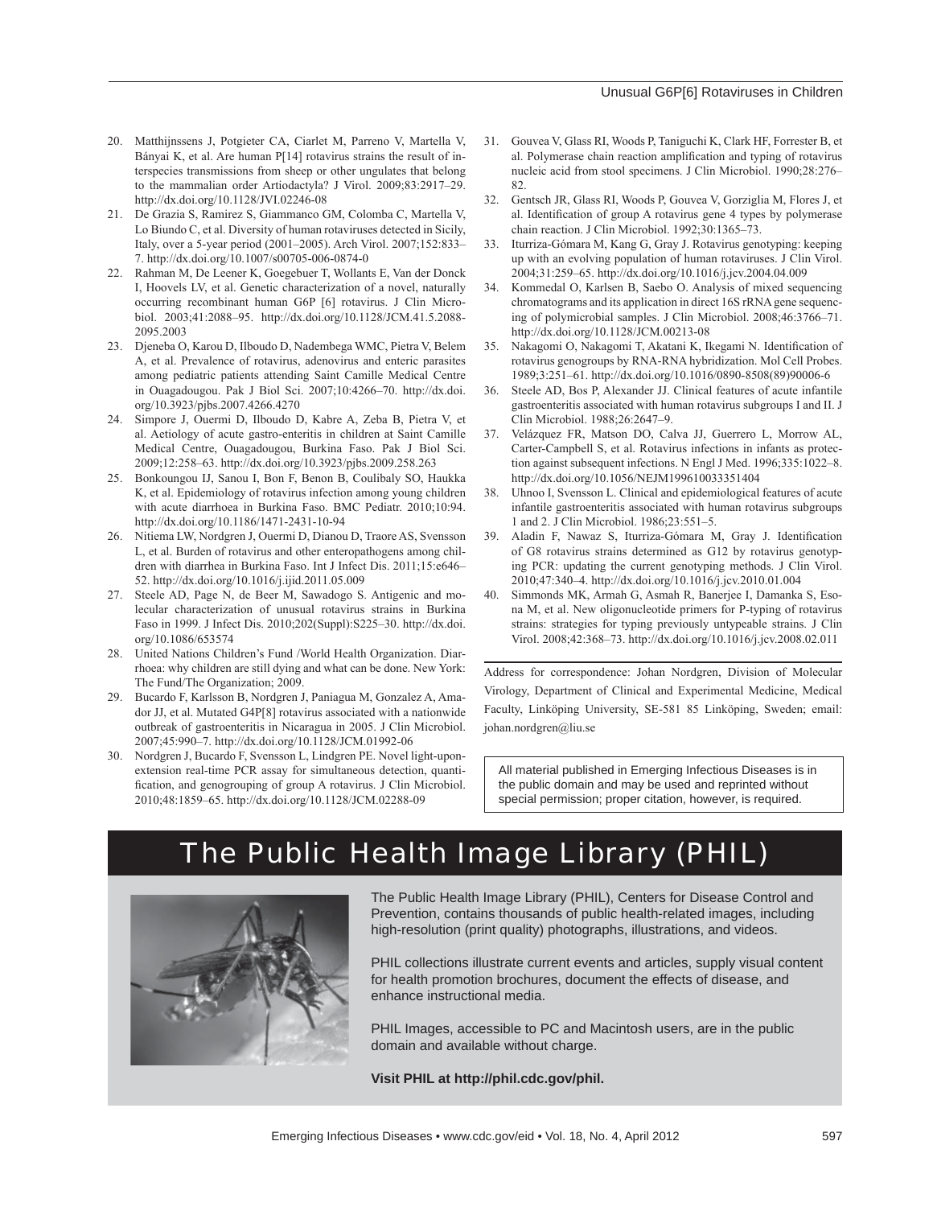20. Matthijnssens J, Potgieter CA, Ciarlet M, Parreno V, Martella V, Bányai K, et al. Are human P[14] rotavirus strains the result of interspecies transmissions from sheep or other ungulates that belong to the mammalian order Artiodactyla? J Virol. 2009;83:2917–29. http://dx.doi.org/10.1128/JVI.02246-08
21. De Grazia S, Ramirez S, Giammanco GM, Colomba C, Martella V, Lo Biundo C, et al. Diversity of human rotaviruses detected in Sicily, Italy, over a 5-year period (2001–2005). Arch Virol. 2007;152:833–7. http://dx.doi.org/10.1007/s00705-006-0874-0
22. Rahman M, De Leener K, Goegebuer T, Wollants E, Van der Donck I, Hoovels LV, et al. Genetic characterization of a novel, naturally occurring recombinant human G6P [6] rotavirus. J Clin Microbiol. 2003;41:2088–95. http://dx.doi.org/10.1128/JCM.41.5.2088-2095.2003
23. Djeneba O, Karou D, Ilboudo D, Nadembega WMC, Pietra V, Belem A, et al. Prevalence of rotavirus, adenovirus and enteric parasites among pediatric patients attending Saint Camille Medical Centre in Ouagadougou. Pak J Biol Sci. 2007;10:4266–70. http://dx.doi.org/10.3923/pjbs.2007.4266.4270
24. Simpore J, Ouermi D, Ilboudo D, Kabre A, Zeba B, Pietra V, et al. Aetiology of acute gastro-enteritis in children at Saint Camille Medical Centre, Ouagadougou, Burkina Faso. Pak J Biol Sci. 2009;12:258–63. http://dx.doi.org/10.3923/pjbs.2009.258.263
25. Bonkoungou IJ, Sanou I, Bon F, Benon B, Coulibaly SO, Haukka K, et al. Epidemiology of rotavirus infection among young children with acute diarrhoea in Burkina Faso. BMC Pediatr. 2010;10:94. http://dx.doi.org/10.1186/1471-2431-10-94
26. Nitiema LW, Nordgren J, Ouermi D, Dianou D, Traore AS, Svensson L, et al. Burden of rotavirus and other enteropathogens among children with diarrhea in Burkina Faso. Int J Infect Dis. 2011;15:e646–52. http://dx.doi.org/10.1016/j.ijid.2011.05.009
27. Steele AD, Page N, de Beer M, Sawadogo S. Antigenic and molecular characterization of unusual rotavirus strains in Burkina Faso in 1999. J Infect Dis. 2010;202(Suppl):S225–30. http://dx.doi.org/10.1086/653574
28. United Nations Children's Fund /World Health Organization. Diarrhoea: why children are still dying and what can be done. New York: The Fund/The Organization; 2009.
29. Bucardo F, Karlsson B, Nordgren J, Paniagua M, Gonzalez A, Amador JJ, et al. Mutated G4P[8] rotavirus associated with a nationwide outbreak of gastroenteritis in Nicaragua in 2005. J Clin Microbiol. 2007;45:990–7. http://dx.doi.org/10.1128/JCM.01992-06
30. Nordgren J, Bucardo F, Svensson L, Lindgren PE. Novel light-upon-extension real-time PCR assay for simultaneous detection, quantification, and genogrouping of group A rotavirus. J Clin Microbiol. 2010;48:1859–65. http://dx.doi.org/10.1128/JCM.02288-09
31. Gouvea V, Glass RI, Woods P, Taniguchi K, Clark HF, Forrester B, et al. Polymerase chain reaction amplification and typing of rotavirus nucleic acid from stool specimens. J Clin Microbiol. 1990;28:276–82.
32. Gentsch JR, Glass RI, Woods P, Gouvea V, Gorziglia M, Flores J, et al. Identification of group A rotavirus gene 4 types by polymerase chain reaction. J Clin Microbiol. 1992;30:1365–73.
33. Iturriza-Gómara M, Kang G, Gray J. Rotavirus genotyping: keeping up with an evolving population of human rotaviruses. J Clin Virol. 2004;31:259–65. http://dx.doi.org/10.1016/j.jcv.2004.04.009
34. Kommedal O, Karlsen B, Saebo O. Analysis of mixed sequencing chromatograms and its application in direct 16S rRNA gene sequencing of polymicrobial samples. J Clin Microbiol. 2008;46:3766–71. http://dx.doi.org/10.1128/JCM.00213-08
35. Nakagomi O, Nakagomi T, Akatani K, Ikegami N. Identification of rotavirus genogroups by RNA-RNA hybridization. Mol Cell Probes. 1989;3:251–61. http://dx.doi.org/10.1016/0890-8508(89)90006-6
36. Steele AD, Bos P, Alexander JJ. Clinical features of acute infantile gastroenteritis associated with human rotavirus subgroups I and II. J Clin Microbiol. 1988;26:2647–9.
37. Velázquez FR, Matson DO, Calva JJ, Guerrero L, Morrow AL, Carter-Campbell S, et al. Rotavirus infections in infants as protection against subsequent infections. N Engl J Med. 1996;335:1022–8. http://dx.doi.org/10.1056/NEJM199610033351404
38. Uhnoo I, Svensson L. Clinical and epidemiological features of acute infantile gastroenteritis associated with human rotavirus subgroups 1 and 2. J Clin Microbiol. 1986;23:551–5.
39. Aladin F, Nawaz S, Iturriza-Gómara M, Gray J. Identification of G8 rotavirus strains determined as G12 by rotavirus genotyping PCR: updating the current genotyping methods. J Clin Virol. 2010;47:340–4. http://dx.doi.org/10.1016/j.jcv.2010.01.004
40. Simmonds MK, Armah G, Asmah R, Banerjee I, Damanka S, Esona M, et al. New oligonucleotide primers for P-typing of rotavirus strains: strategies for typing previously untypeable strains. J Clin Virol. 2008;42:368–73. http://dx.doi.org/10.1016/j.jcv.2008.02.011

Address for correspondence: Johan Nordgren, Division of Molecular Virology, Department of Clinical and Experimental Medicine, Medical Faculty, Linköping University, SE-581 85 Linköping, Sweden; email: johan.nordgren@liu.se

All material published in Emerging Infectious Diseases is in the public domain and may be used and reprinted without special permission; proper citation, however, is required.

# The Public Health Image Library (PHIL)

The Public Health Image Library (PHIL), Centers for Disease Control and Prevention, contains thousands of public health-related images, including high-resolution (print quality) photographs, illustrations, and videos.

PHIL collections illustrate current events and articles, supply visual content for health promotion brochures, document the effects of disease, and enhance instructional media.

PHIL Images, accessible to PC and Macintosh users, are in the public domain and available without charge.

**Visit PHIL at http://phil.cdc.gov/phil.**